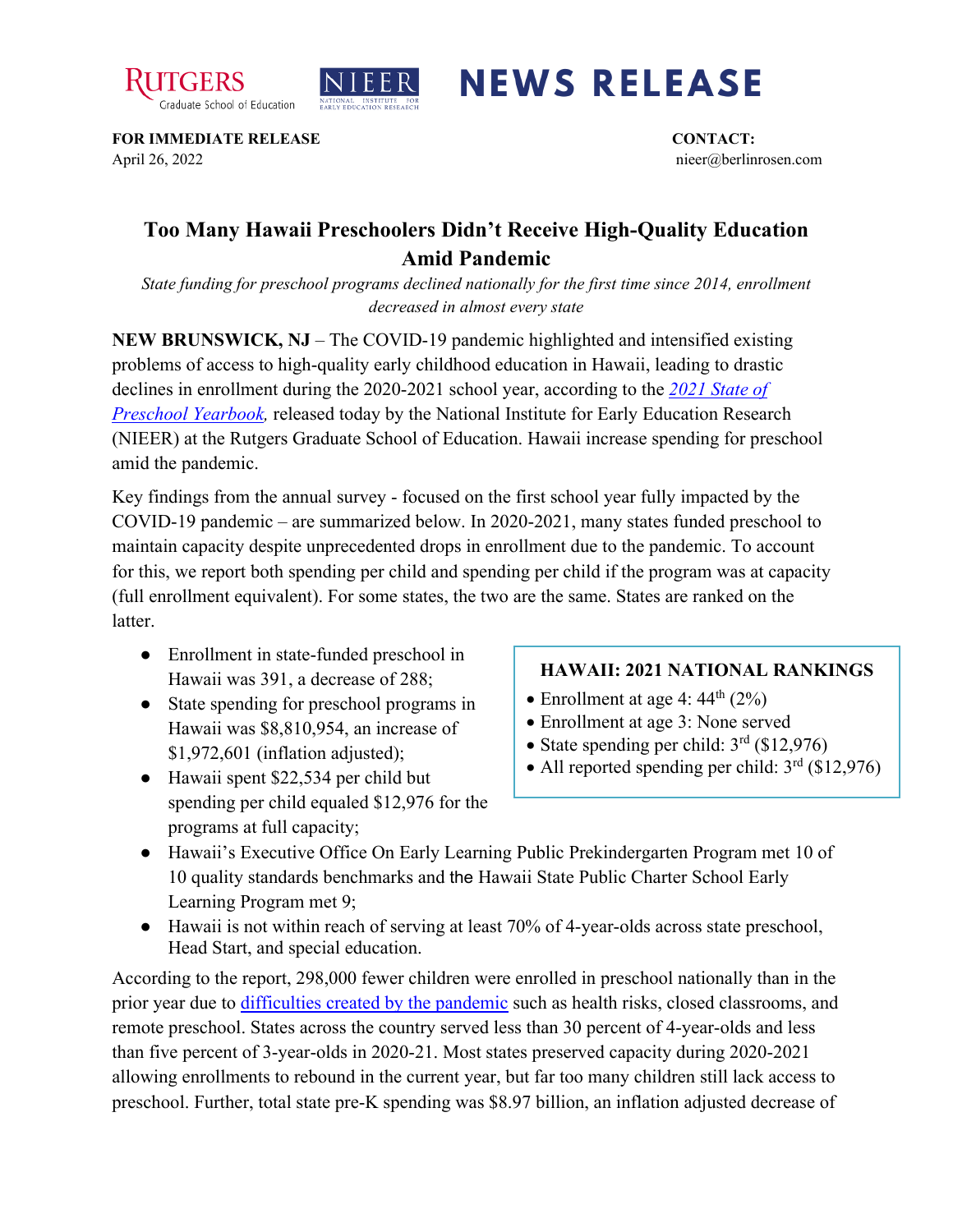RUTGERS Graduate School of Education

NIEER NATIONAL INSTITUTE FOR EARLY EDUCATION RESEARCH

# NEWS RELEASE

**FOR IMMEDIATE RELEASE**
April 26, 2022

**CONTACT:**
nieer@berlinrosen.com

## Too Many Hawaii Preschoolers Didn't Receive High-Quality Education Amid Pandemic

*State funding for preschool programs declined nationally for the first time since 2014, enrollment decreased in almost every state*

**NEW BRUNSWICK, NJ** – The COVID-19 pandemic highlighted and intensified existing problems of access to high-quality early childhood education in Hawaii, leading to drastic declines in enrollment during the 2020-2021 school year, according to the [*2021 State of Preschool Yearbook*](), released today by the National Institute for Early Education Research (NIEER) at the Rutgers Graduate School of Education. Hawaii increase spending for preschool amid the pandemic.

Key findings from the annual survey - focused on the first school year fully impacted by the COVID-19 pandemic – are summarized below. In 2020-2021, many states funded preschool to maintain capacity despite unprecedented drops in enrollment due to the pandemic. To account for this, we report both spending per child and spending per child if the program was at capacity (full enrollment equivalent). For some states, the two are the same. States are ranked on the latter.

- Enrollment in state-funded preschool in Hawaii was 391, a decrease of 288;
- State spending for preschool programs in Hawaii was $8,810,954, an increase of $1,972,601 (inflation adjusted);
- Hawaii spent $22,534 per child but spending per child equaled $12,976 for the programs at full capacity;
- Hawaii's Executive Office On Early Learning Public Prekindergarten Program met 10 of 10 quality standards benchmarks and the Hawaii State Public Charter School Early Learning Program met 9;
- Hawaii is not within reach of serving at least 70% of 4-year-olds across state preschool, Head Start, and special education.

> **HAWAII: 2021 NATIONAL RANKINGS**
> - Enrollment at age 4: 44th (2%)
> - Enrollment at age 3: None served
> - State spending per child: 3rd ($12,976)
> - All reported spending per child: 3rd ($12,976)

According to the report, 298,000 fewer children were enrolled in preschool nationally than in the prior year due to [difficulties created by the pandemic]() such as health risks, closed classrooms, and remote preschool. States across the country served less than 30 percent of 4-year-olds and less than five percent of 3-year-olds in 2020-21. Most states preserved capacity during 2020-2021 allowing enrollments to rebound in the current year, but far too many children still lack access to preschool. Further, total state pre-K spending was $8.97 billion, an inflation adjusted decrease of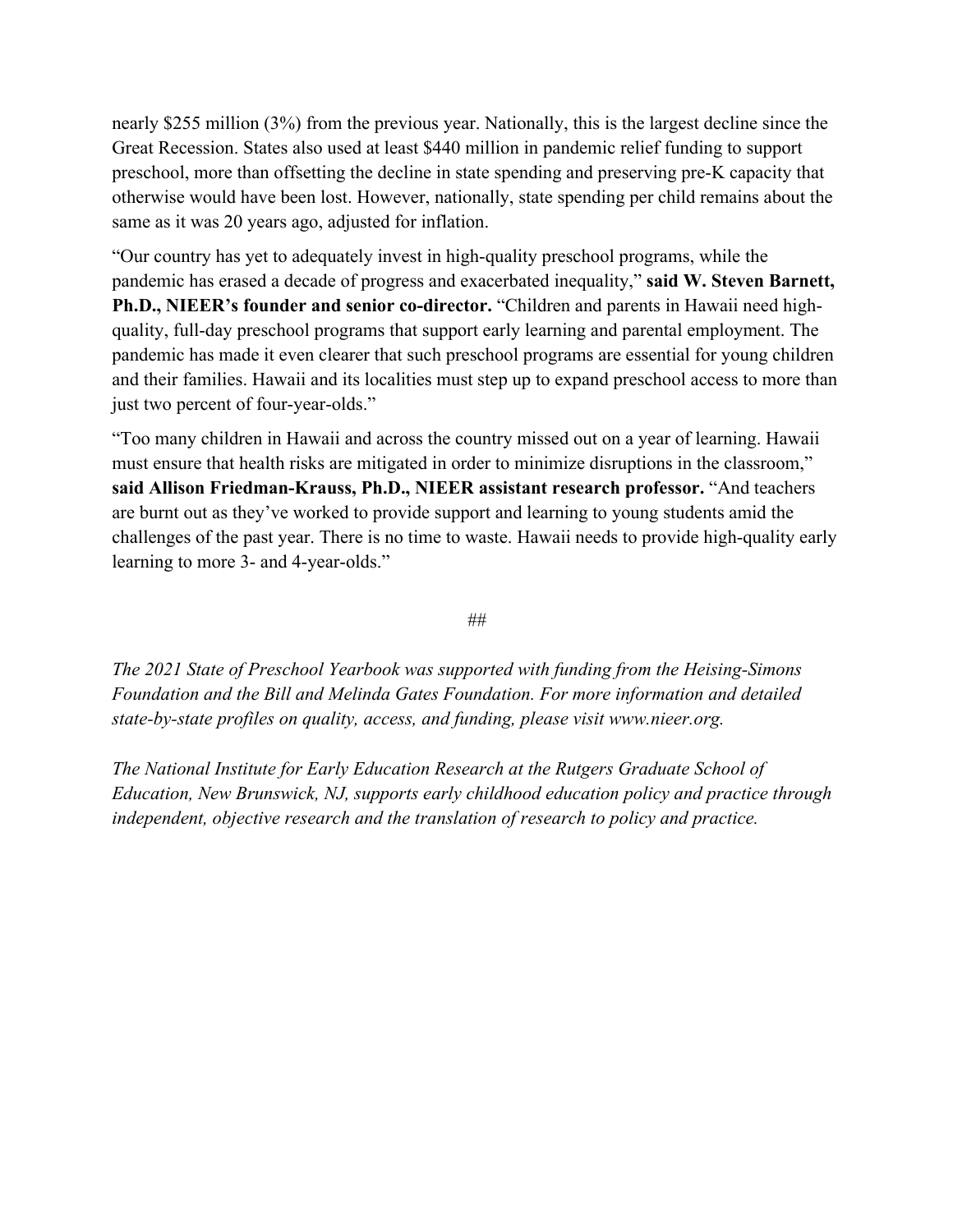nearly $255 million (3%) from the previous year. Nationally, this is the largest decline since the Great Recession. States also used at least $440 million in pandemic relief funding to support preschool, more than offsetting the decline in state spending and preserving pre-K capacity that otherwise would have been lost. However, nationally, state spending per child remains about the same as it was 20 years ago, adjusted for inflation.

"Our country has yet to adequately invest in high-quality preschool programs, while the pandemic has erased a decade of progress and exacerbated inequality," **said W. Steven Barnett, Ph.D., NIEER's founder and senior co-director.** "Children and parents in Hawaii need high-quality, full-day preschool programs that support early learning and parental employment. The pandemic has made it even clearer that such preschool programs are essential for young children and their families. Hawaii and its localities must step up to expand preschool access to more than just two percent of four-year-olds."

"Too many children in Hawaii and across the country missed out on a year of learning. Hawaii must ensure that health risks are mitigated in order to minimize disruptions in the classroom," **said Allison Friedman-Krauss, Ph.D., NIEER assistant research professor.** "And teachers are burnt out as they've worked to provide support and learning to young students amid the challenges of the past year. There is no time to waste. Hawaii needs to provide high-quality early learning to more 3- and 4-year-olds."

##

*The 2021 State of Preschool Yearbook was supported with funding from the Heising-Simons Foundation and the Bill and Melinda Gates Foundation. For more information and detailed state-by-state profiles on quality, access, and funding, please visit www.nieer.org.*

*The National Institute for Early Education Research at the Rutgers Graduate School of Education, New Brunswick, NJ, supports early childhood education policy and practice through independent, objective research and the translation of research to policy and practice.*